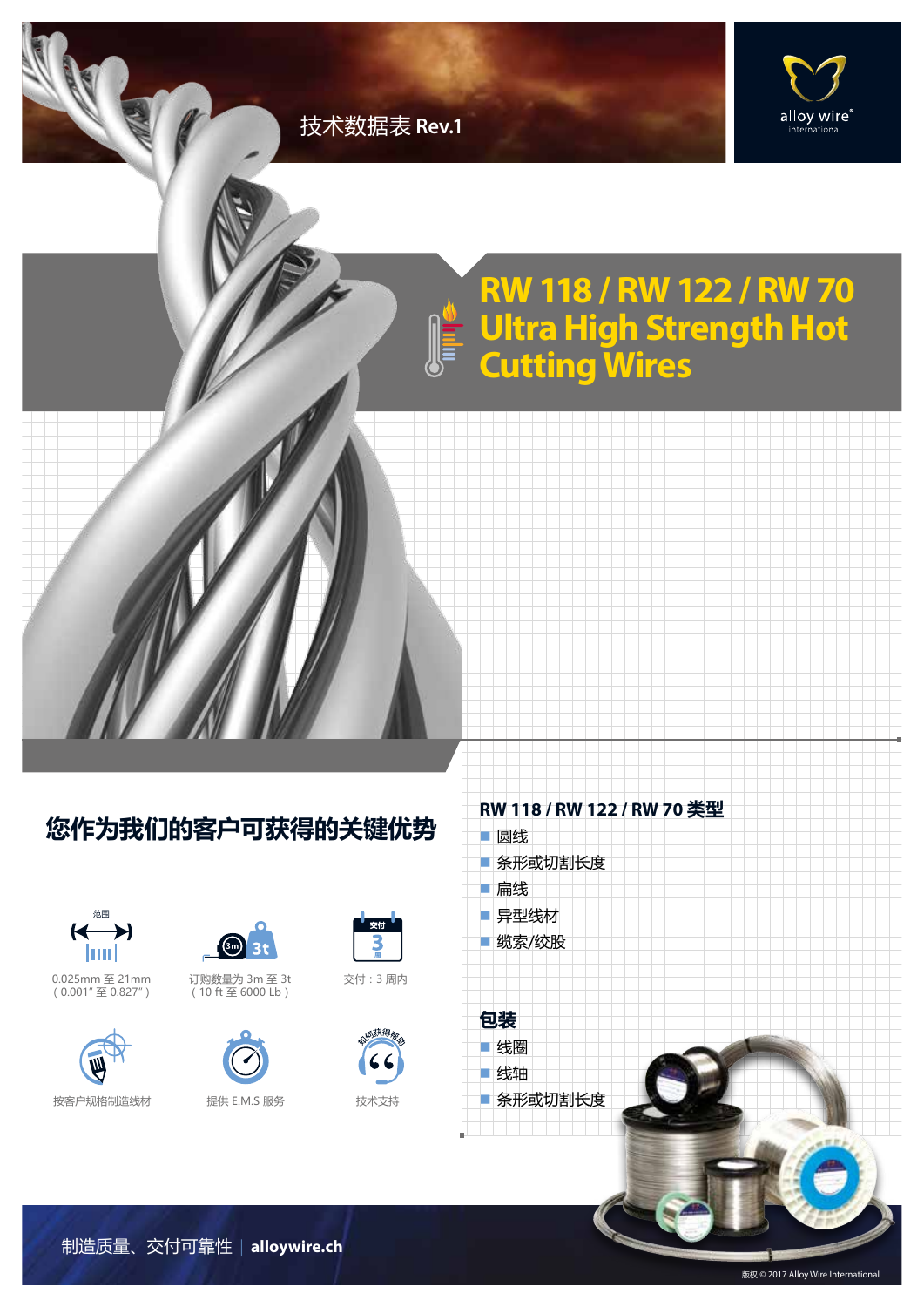技术数据表 Rev.1

# RW 118 / RW 122 / RW 70 Ultra High Strength Hot Cutting Wires

## 您作为我们的客户可获得的关键优势

范围

0.025mm 至 21mm
( 0.001" 至 0.827" )

订购数量为 3m 至 3t
( 10 ft 至 6000 Lb )

交付：3 周内

按客户规格制造线材

提供 E.M.S 服务

技术支持

## RW 118 / RW 122 / RW 70 类型

- 圆线
- 条形或切割长度
- 扁线
- 异型线材
- 缆索/绞股

## 包装

- 线圈
- 线轴
- 条形或切割长度

制造质量、交付可靠性 | **alloywire.ch**

版权 © 2017 Alloy Wire International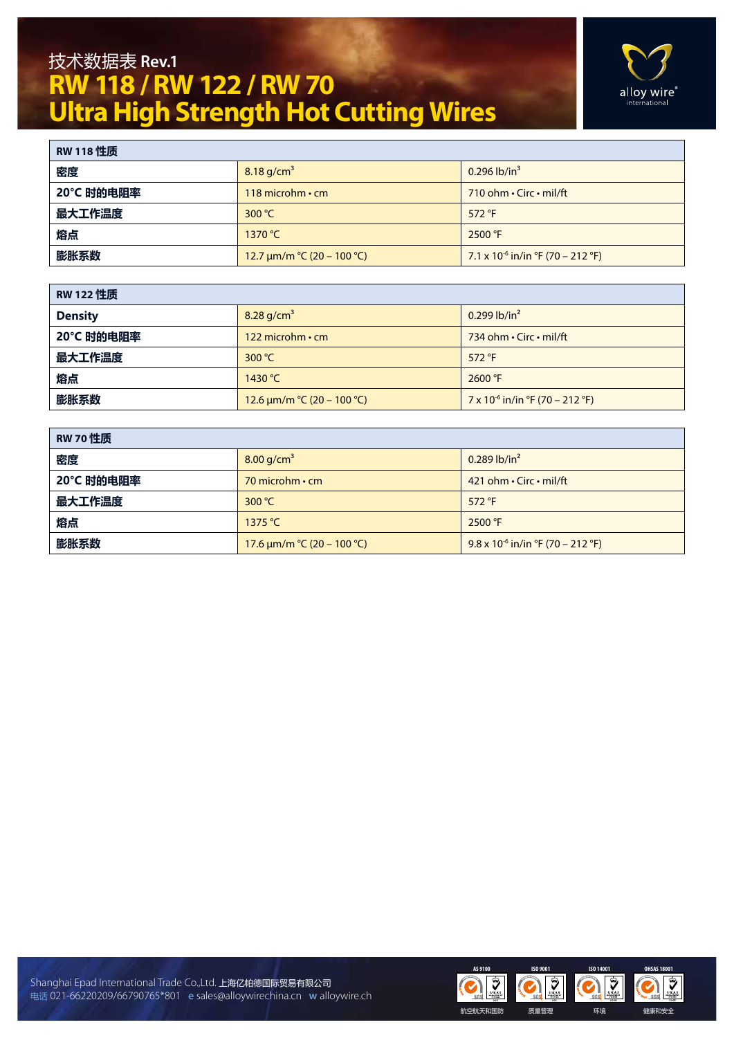# 技术数据表 Rev.1

# RW 118 / RW 122 / RW 70 Ultra High Strength Hot Cutting Wires

| RW 118 性质 | | |
|---|---|---|
| **密度** | 8.18 g/cm$^3$ | 0.296 lb/in$^3$ |
| **20°C 时的电阻率** | 118 microhm • cm | 710 ohm • Circ • mil/ft |
| **最大工作温度** | 300 °C | 572 °F |
| **熔点** | 1370 °C | 2500 °F |
| **膨胀系数** | 12.7 µm/m °C (20 – 100 °C) | 7.1 x 10$^{-6}$ in/in °F (70 – 212 °F) |

| RW 122 性质 | | |
|---|---|---|
| **Density** | 8.28 g/cm$^3$ | 0.299 lb/in$^2$ |
| **20°C 时的电阻率** | 122 microhm • cm | 734 ohm • Circ • mil/ft |
| **最大工作温度** | 300 °C | 572 °F |
| **熔点** | 1430 °C | 2600 °F |
| **膨胀系数** | 12.6 µm/m °C (20 – 100 °C) | 7 x 10$^{-6}$ in/in °F (70 – 212 °F) |

| RW 70 性质 | | |
|---|---|---|
| **密度** | 8.00 g/cm$^3$ | 0.289 lb/in$^2$ |
| **20°C 时的电阻率** | 70 microhm • cm | 421 ohm • Circ • mil/ft |
| **最大工作温度** | 300 °C | 572 °F |
| **熔点** | 1375 °C | 2500 °F |
| **膨胀系数** | 17.6 µm/m °C (20 – 100 °C) | 9.8 x 10$^{-6}$ in/in °F (70 – 212 °F) |

Shanghai Epad International Trade Co.,Ltd. 上海亿帕德国际贸易有限公司
电话 021-66220209/66790765*801 **e** sales@alloywirechina.cn **w** alloywire.ch

AS 9100 航空航天和国防 | ISO 9001 质量管理 | ISO 14001 环境 | OHSAS 18001 健康和安全